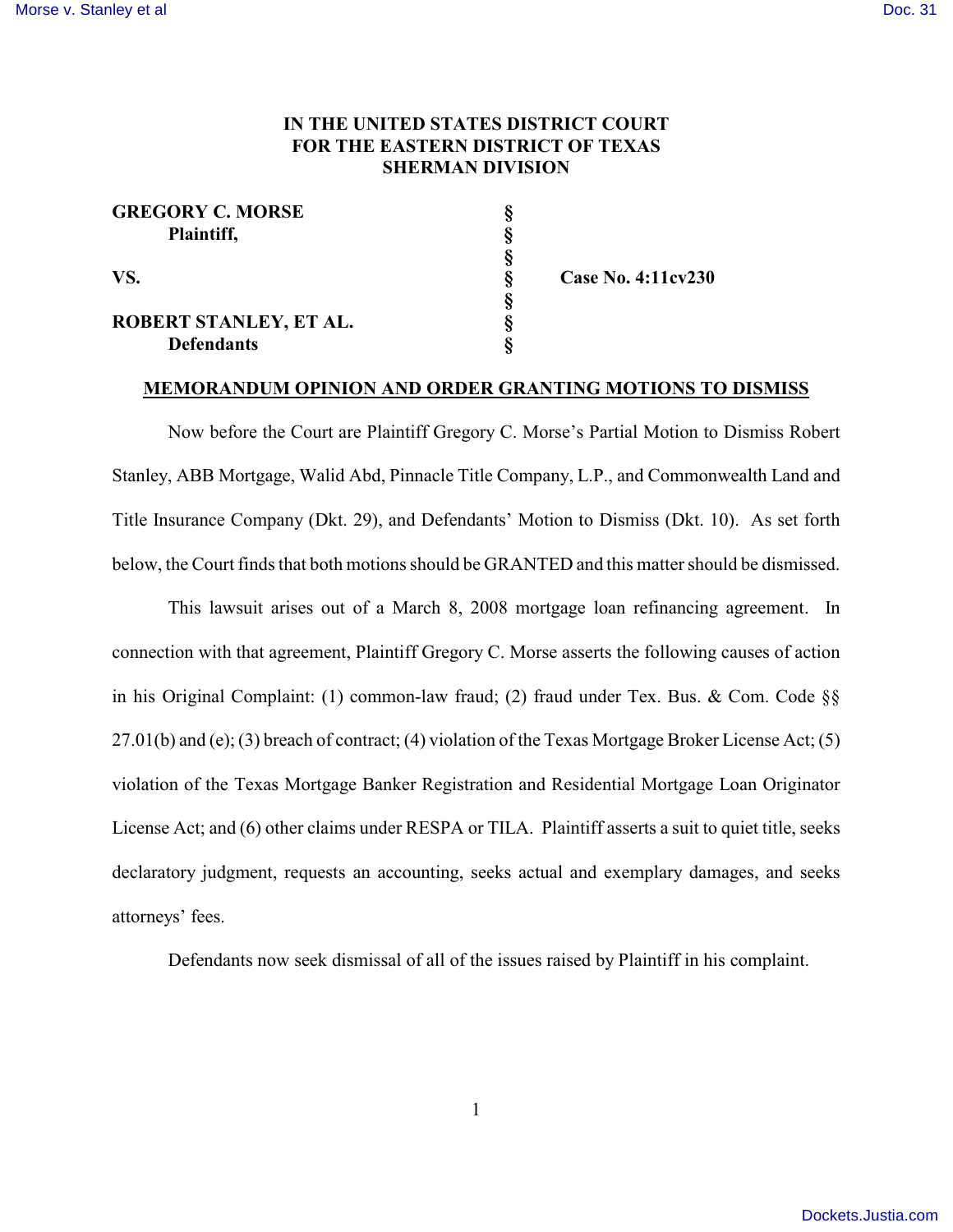**IN THE UNITED STATES DISTRICT COURT**
**FOR THE EASTERN DISTRICT OF TEXAS**
**SHERMAN DIVISION**

| | | |
|---|---|---|
| **GREGORY C. MORSE** | § | |
| **Plaintiff,** | § | |
| | § | |
| **VS.** | § | **Case No. 4:11cv230** |
| | § | |
| **ROBERT STANLEY, ET AL.** | § | |
| **Defendants** | § | |

**MEMORANDUM OPINION AND ORDER GRANTING MOTIONS TO DISMISS**

Now before the Court are Plaintiff Gregory C. Morse's Partial Motion to Dismiss Robert Stanley, ABB Mortgage, Walid Abd, Pinnacle Title Company, L.P., and Commonwealth Land and Title Insurance Company (Dkt. 29), and Defendants' Motion to Dismiss (Dkt. 10). As set forth below, the Court finds that both motions should be GRANTED and this matter should be dismissed.

This lawsuit arises out of a March 8, 2008 mortgage loan refinancing agreement. In connection with that agreement, Plaintiff Gregory C. Morse asserts the following causes of action in his Original Complaint: (1) common-law fraud; (2) fraud under Tex. Bus. & Com. Code §§ 27.01(b) and (e); (3) breach of contract; (4) violation of the Texas Mortgage Broker License Act; (5) violation of the Texas Mortgage Banker Registration and Residential Mortgage Loan Originator License Act; and (6) other claims under RESPA or TILA. Plaintiff asserts a suit to quiet title, seeks declaratory judgment, requests an accounting, seeks actual and exemplary damages, and seeks attorneys' fees.

Defendants now seek dismissal of all of the issues raised by Plaintiff in his complaint.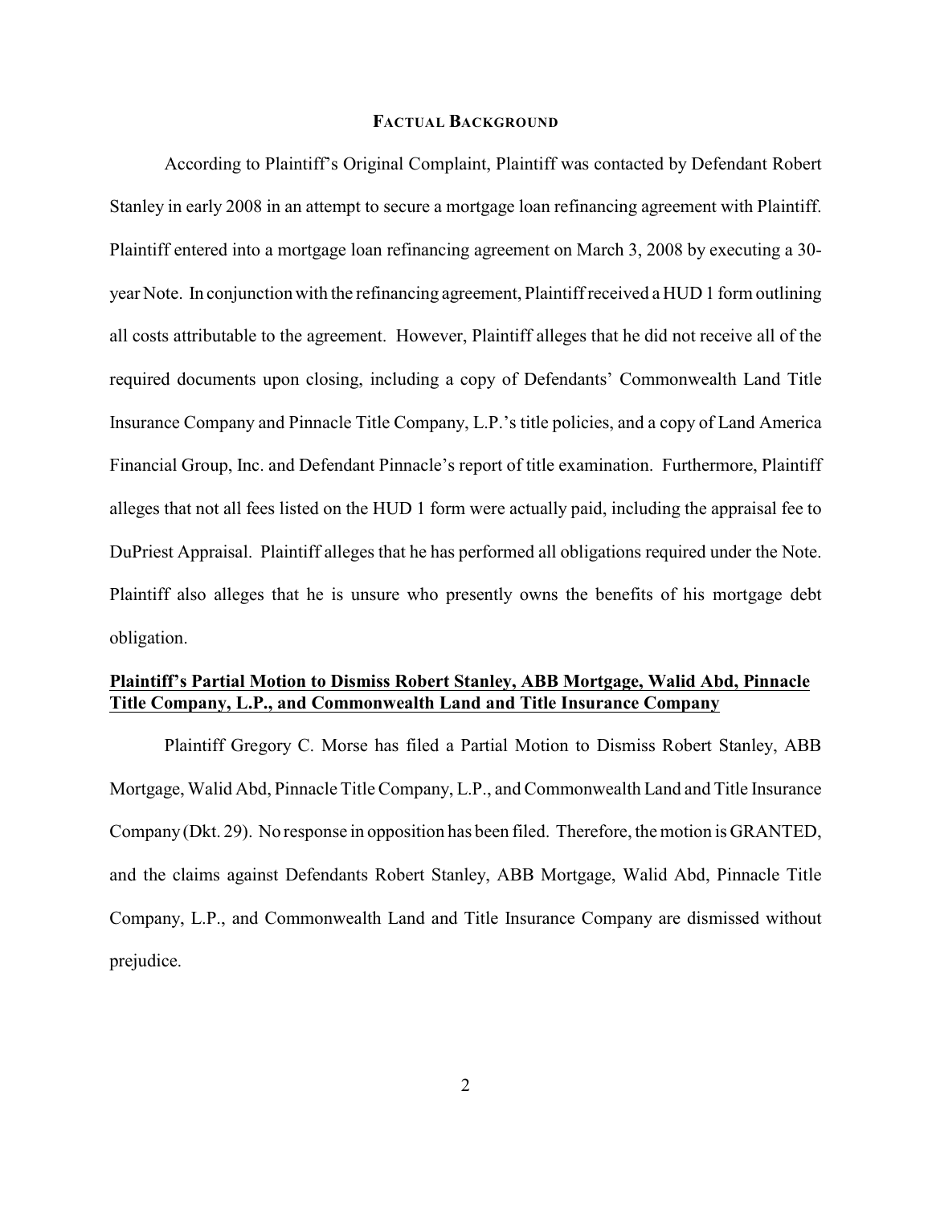**FACTUAL BACKGROUND**

According to Plaintiff's Original Complaint, Plaintiff was contacted by Defendant Robert Stanley in early 2008 in an attempt to secure a mortgage loan refinancing agreement with Plaintiff. Plaintiff entered into a mortgage loan refinancing agreement on March 3, 2008 by executing a 30-year Note. In conjunction with the refinancing agreement, Plaintiff received a HUD 1 form outlining all costs attributable to the agreement. However, Plaintiff alleges that he did not receive all of the required documents upon closing, including a copy of Defendants' Commonwealth Land Title Insurance Company and Pinnacle Title Company, L.P.'s title policies, and a copy of Land America Financial Group, Inc. and Defendant Pinnacle's report of title examination. Furthermore, Plaintiff alleges that not all fees listed on the HUD 1 form were actually paid, including the appraisal fee to DuPriest Appraisal. Plaintiff alleges that he has performed all obligations required under the Note. Plaintiff also alleges that he is unsure who presently owns the benefits of his mortgage debt obligation.

**Plaintiff's Partial Motion to Dismiss Robert Stanley, ABB Mortgage, Walid Abd, Pinnacle Title Company, L.P., and Commonwealth Land and Title Insurance Company**

Plaintiff Gregory C. Morse has filed a Partial Motion to Dismiss Robert Stanley, ABB Mortgage, Walid Abd, Pinnacle Title Company, L.P., and Commonwealth Land and Title Insurance Company (Dkt. 29). No response in opposition has been filed. Therefore, the motion is GRANTED, and the claims against Defendants Robert Stanley, ABB Mortgage, Walid Abd, Pinnacle Title Company, L.P., and Commonwealth Land and Title Insurance Company are dismissed without prejudice.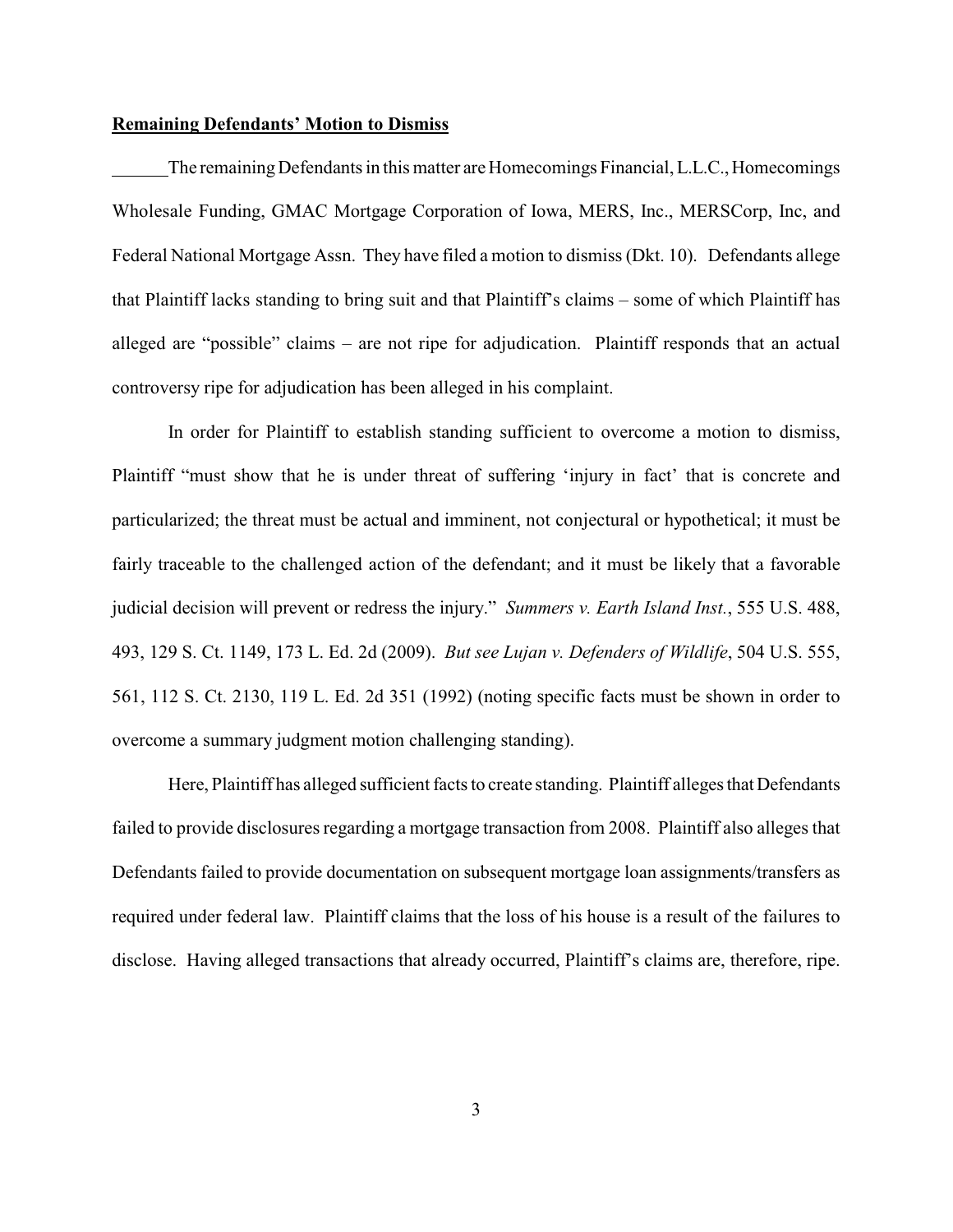**Remaining Defendants' Motion to Dismiss**

The remaining Defendants in this matter are Homecomings Financial, L.L.C., Homecomings Wholesale Funding, GMAC Mortgage Corporation of Iowa, MERS, Inc., MERSCorp, Inc, and Federal National Mortgage Assn. They have filed a motion to dismiss (Dkt. 10). Defendants allege that Plaintiff lacks standing to bring suit and that Plaintiff's claims – some of which Plaintiff has alleged are "possible" claims – are not ripe for adjudication. Plaintiff responds that an actual controversy ripe for adjudication has been alleged in his complaint.

In order for Plaintiff to establish standing sufficient to overcome a motion to dismiss, Plaintiff "must show that he is under threat of suffering 'injury in fact' that is concrete and particularized; the threat must be actual and imminent, not conjectural or hypothetical; it must be fairly traceable to the challenged action of the defendant; and it must be likely that a favorable judicial decision will prevent or redress the injury." *Summers v. Earth Island Inst.*, 555 U.S. 488, 493, 129 S. Ct. 1149, 173 L. Ed. 2d (2009). *But see Lujan v. Defenders of Wildlife*, 504 U.S. 555, 561, 112 S. Ct. 2130, 119 L. Ed. 2d 351 (1992) (noting specific facts must be shown in order to overcome a summary judgment motion challenging standing).

Here, Plaintiff has alleged sufficient facts to create standing. Plaintiff alleges that Defendants failed to provide disclosures regarding a mortgage transaction from 2008. Plaintiff also alleges that Defendants failed to provide documentation on subsequent mortgage loan assignments/transfers as required under federal law. Plaintiff claims that the loss of his house is a result of the failures to disclose. Having alleged transactions that already occurred, Plaintiff's claims are, therefore, ripe.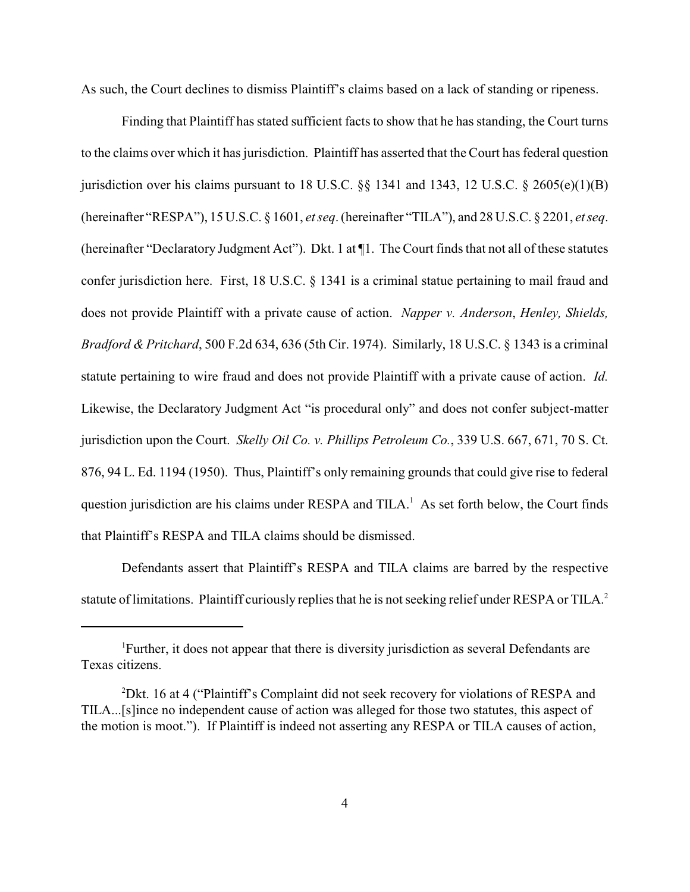As such, the Court declines to dismiss Plaintiff's claims based on a lack of standing or ripeness.

Finding that Plaintiff has stated sufficient facts to show that he has standing, the Court turns to the claims over which it has jurisdiction. Plaintiff has asserted that the Court has federal question jurisdiction over his claims pursuant to 18 U.S.C. §§ 1341 and 1343, 12 U.S.C. § 2605(e)(1)(B) (hereinafter "RESPA"), 15 U.S.C. § 1601, *et seq*. (hereinafter "TILA"), and 28 U.S.C. § 2201, *et seq*. (hereinafter "Declaratory Judgment Act"). Dkt. 1 at ¶1. The Court finds that not all of these statutes confer jurisdiction here. First, 18 U.S.C. § 1341 is a criminal statue pertaining to mail fraud and does not provide Plaintiff with a private cause of action. *Napper v. Anderson*, *Henley, Shields, Bradford & Pritchard*, 500 F.2d 634, 636 (5th Cir. 1974). Similarly, 18 U.S.C. § 1343 is a criminal statute pertaining to wire fraud and does not provide Plaintiff with a private cause of action. *Id.* Likewise, the Declaratory Judgment Act "is procedural only" and does not confer subject-matter jurisdiction upon the Court. *Skelly Oil Co. v. Phillips Petroleum Co.*, 339 U.S. 667, 671, 70 S. Ct. 876, 94 L. Ed. 1194 (1950). Thus, Plaintiff's only remaining grounds that could give rise to federal question jurisdiction are his claims under RESPA and TILA.[1] As set forth below, the Court finds that Plaintiff's RESPA and TILA claims should be dismissed.

Defendants assert that Plaintiff's RESPA and TILA claims are barred by the respective statute of limitations. Plaintiff curiously replies that he is not seeking relief under RESPA or TILA.[2]

---

[1] Further, it does not appear that there is diversity jurisdiction as several Defendants are Texas citizens.

[2] Dkt. 16 at 4 ("Plaintiff's Complaint did not seek recovery for violations of RESPA and TILA...[s]ince no independent cause of action was alleged for those two statutes, this aspect of the motion is moot."). If Plaintiff is indeed not asserting any RESPA or TILA causes of action,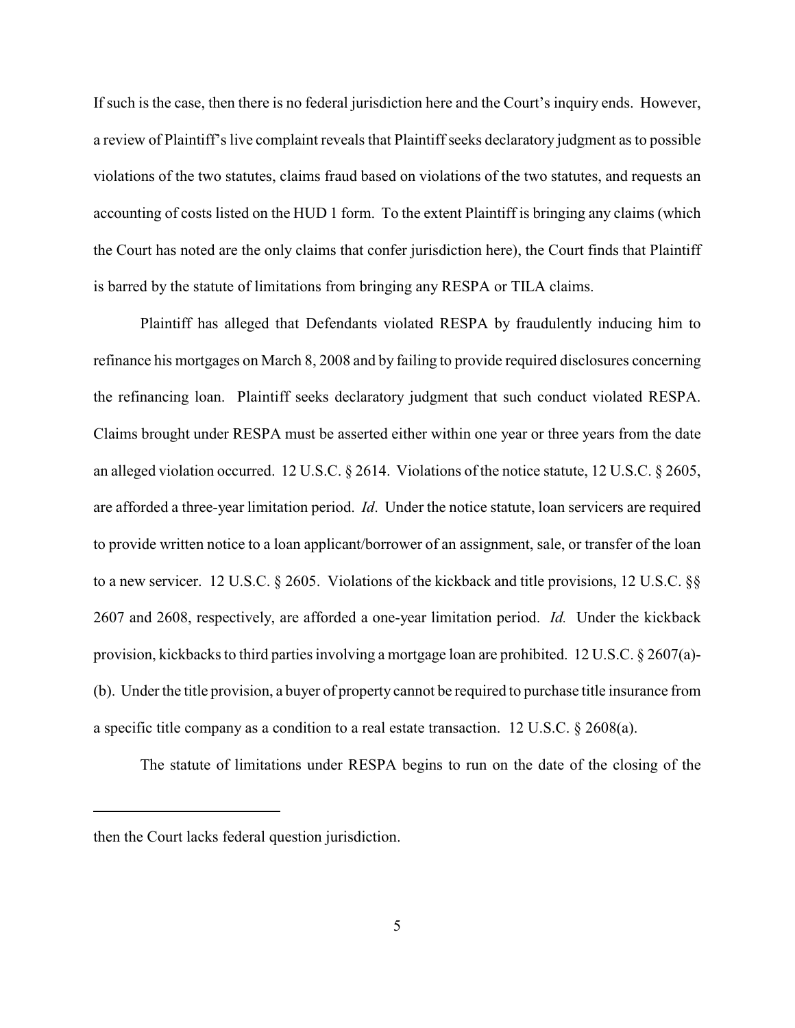If such is the case, then there is no federal jurisdiction here and the Court's inquiry ends. However, a review of Plaintiff's live complaint reveals that Plaintiff seeks declaratory judgment as to possible violations of the two statutes, claims fraud based on violations of the two statutes, and requests an accounting of costs listed on the HUD 1 form. To the extent Plaintiff is bringing any claims (which the Court has noted are the only claims that confer jurisdiction here), the Court finds that Plaintiff is barred by the statute of limitations from bringing any RESPA or TILA claims.

Plaintiff has alleged that Defendants violated RESPA by fraudulently inducing him to refinance his mortgages on March 8, 2008 and by failing to provide required disclosures concerning the refinancing loan. Plaintiff seeks declaratory judgment that such conduct violated RESPA. Claims brought under RESPA must be asserted either within one year or three years from the date an alleged violation occurred. 12 U.S.C. § 2614. Violations of the notice statute, 12 U.S.C. § 2605, are afforded a three-year limitation period. *Id*. Under the notice statute, loan servicers are required to provide written notice to a loan applicant/borrower of an assignment, sale, or transfer of the loan to a new servicer. 12 U.S.C. § 2605. Violations of the kickback and title provisions, 12 U.S.C. §§ 2607 and 2608, respectively, are afforded a one-year limitation period. *Id.* Under the kickback provision, kickbacks to third parties involving a mortgage loan are prohibited. 12 U.S.C. § 2607(a)-(b). Under the title provision, a buyer of property cannot be required to purchase title insurance from a specific title company as a condition to a real estate transaction. 12 U.S.C. § 2608(a).

The statute of limitations under RESPA begins to run on the date of the closing of the

---

then the Court lacks federal question jurisdiction.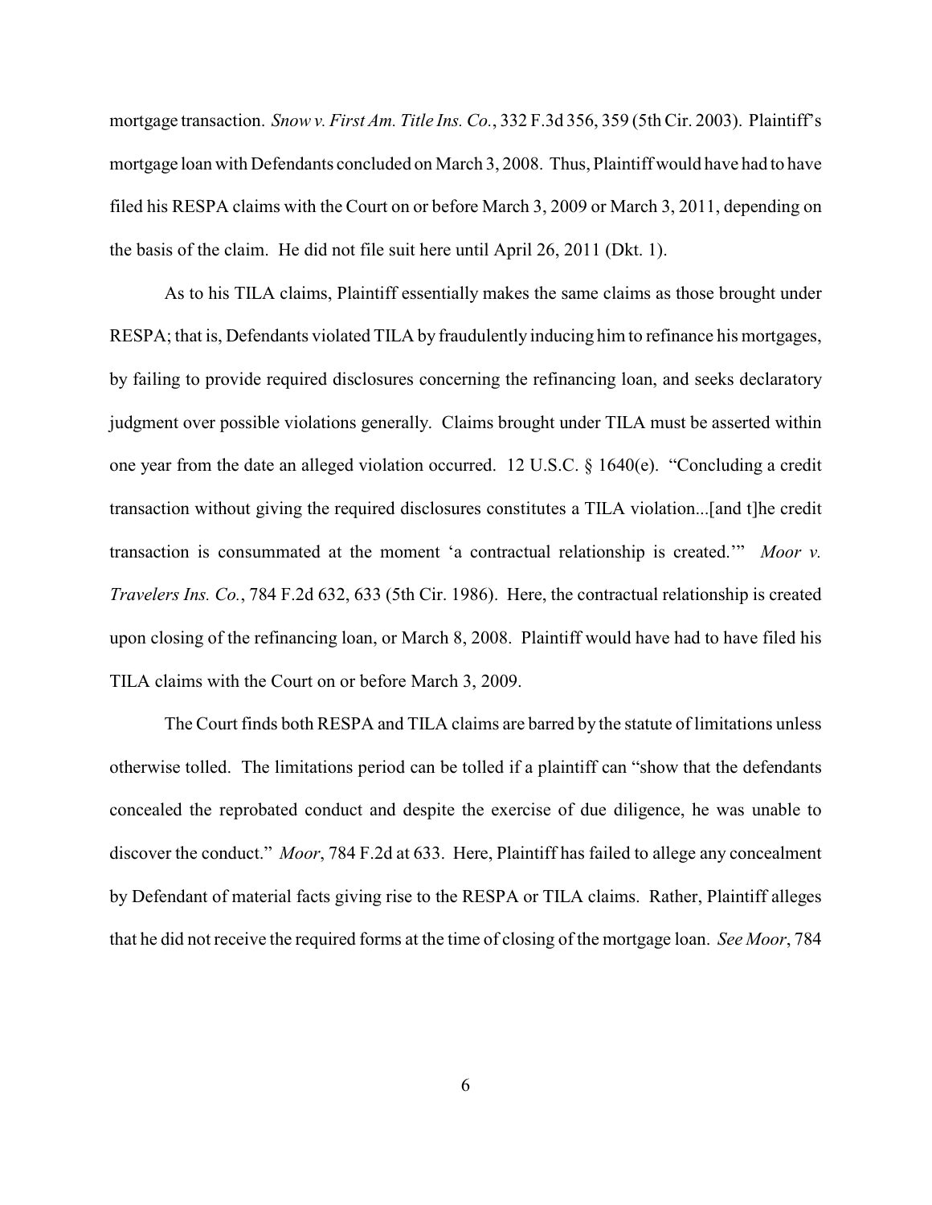mortgage transaction. *Snow v. First Am. Title Ins. Co.*, 332 F.3d 356, 359 (5th Cir. 2003). Plaintiff's mortgage loan with Defendants concluded on March 3, 2008. Thus, Plaintiff would have had to have filed his RESPA claims with the Court on or before March 3, 2009 or March 3, 2011, depending on the basis of the claim. He did not file suit here until April 26, 2011 (Dkt. 1).

As to his TILA claims, Plaintiff essentially makes the same claims as those brought under RESPA; that is, Defendants violated TILA by fraudulently inducing him to refinance his mortgages, by failing to provide required disclosures concerning the refinancing loan, and seeks declaratory judgment over possible violations generally. Claims brought under TILA must be asserted within one year from the date an alleged violation occurred. 12 U.S.C. § 1640(e). "Concluding a credit transaction without giving the required disclosures constitutes a TILA violation...[and t]he credit transaction is consummated at the moment 'a contractual relationship is created.'" *Moor v. Travelers Ins. Co.*, 784 F.2d 632, 633 (5th Cir. 1986). Here, the contractual relationship is created upon closing of the refinancing loan, or March 8, 2008. Plaintiff would have had to have filed his TILA claims with the Court on or before March 3, 2009.

The Court finds both RESPA and TILA claims are barred by the statute of limitations unless otherwise tolled. The limitations period can be tolled if a plaintiff can "show that the defendants concealed the reprobated conduct and despite the exercise of due diligence, he was unable to discover the conduct." *Moor*, 784 F.2d at 633. Here, Plaintiff has failed to allege any concealment by Defendant of material facts giving rise to the RESPA or TILA claims. Rather, Plaintiff alleges that he did not receive the required forms at the time of closing of the mortgage loan. *See Moor*, 784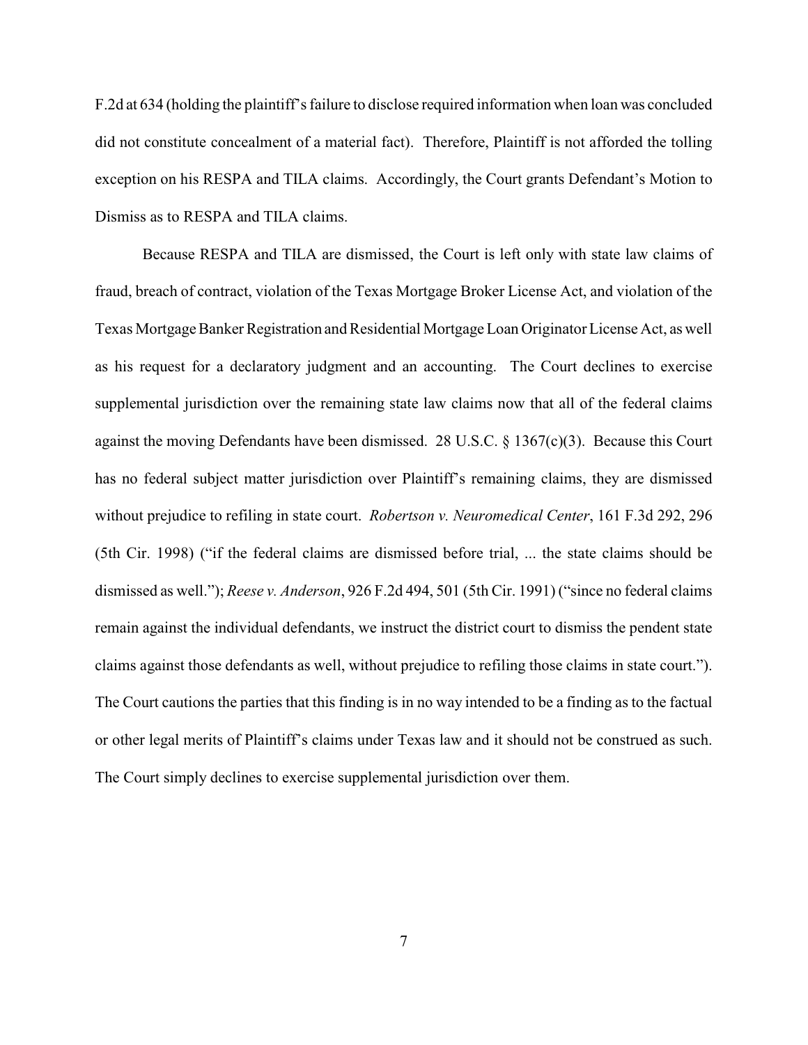F.2d at 634 (holding the plaintiff's failure to disclose required information when loan was concluded did not constitute concealment of a material fact). Therefore, Plaintiff is not afforded the tolling exception on his RESPA and TILA claims. Accordingly, the Court grants Defendant's Motion to Dismiss as to RESPA and TILA claims.

Because RESPA and TILA are dismissed, the Court is left only with state law claims of fraud, breach of contract, violation of the Texas Mortgage Broker License Act, and violation of the Texas Mortgage Banker Registration and Residential Mortgage Loan Originator License Act, as well as his request for a declaratory judgment and an accounting. The Court declines to exercise supplemental jurisdiction over the remaining state law claims now that all of the federal claims against the moving Defendants have been dismissed. 28 U.S.C. § 1367(c)(3). Because this Court has no federal subject matter jurisdiction over Plaintiff's remaining claims, they are dismissed without prejudice to refiling in state court. *Robertson v. Neuromedical Center*, 161 F.3d 292, 296 (5th Cir. 1998) ("if the federal claims are dismissed before trial, ... the state claims should be dismissed as well."); *Reese v. Anderson*, 926 F.2d 494, 501 (5th Cir. 1991) ("since no federal claims remain against the individual defendants, we instruct the district court to dismiss the pendent state claims against those defendants as well, without prejudice to refiling those claims in state court."). The Court cautions the parties that this finding is in no way intended to be a finding as to the factual or other legal merits of Plaintiff's claims under Texas law and it should not be construed as such. The Court simply declines to exercise supplemental jurisdiction over them.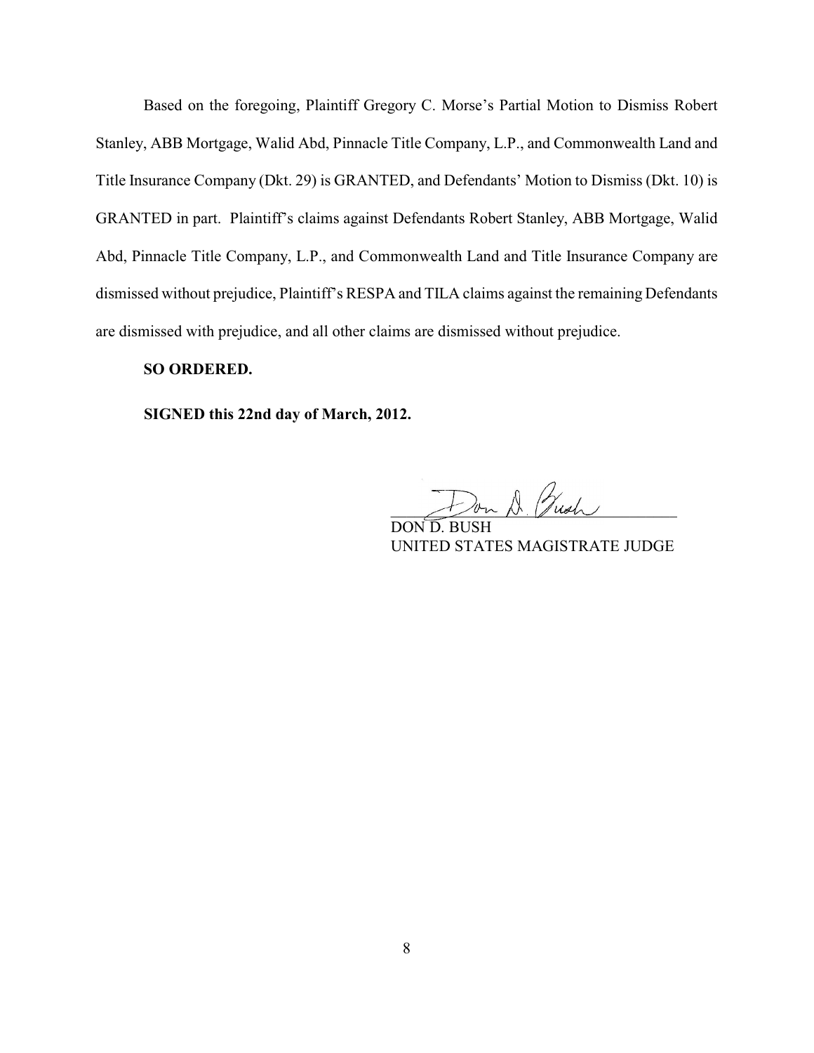Based on the foregoing, Plaintiff Gregory C. Morse's Partial Motion to Dismiss Robert Stanley, ABB Mortgage, Walid Abd, Pinnacle Title Company, L.P., and Commonwealth Land and Title Insurance Company (Dkt. 29) is GRANTED, and Defendants' Motion to Dismiss (Dkt. 10) is GRANTED in part. Plaintiff's claims against Defendants Robert Stanley, ABB Mortgage, Walid Abd, Pinnacle Title Company, L.P., and Commonwealth Land and Title Insurance Company are dismissed without prejudice, Plaintiff's RESPA and TILA claims against the remaining Defendants are dismissed with prejudice, and all other claims are dismissed without prejudice.

**SO ORDERED.**

**SIGNED this 22nd day of March, 2012.**

DON D. BUSH
UNITED STATES MAGISTRATE JUDGE